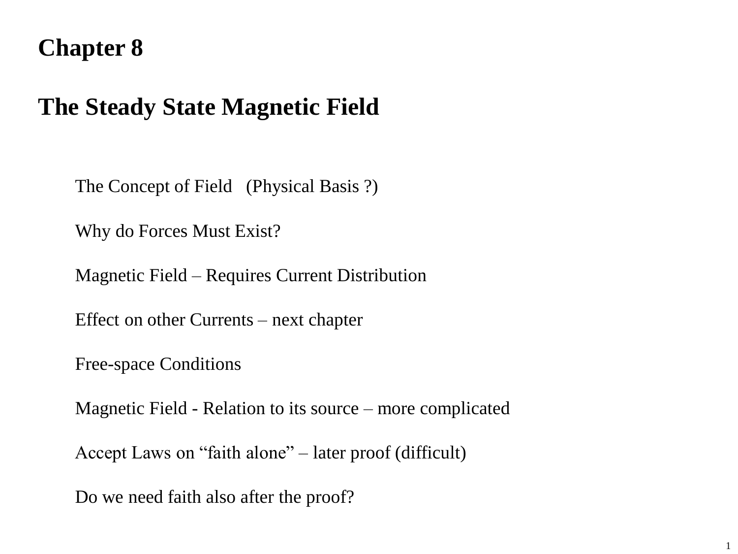# Chapter 8

# The Steady State Magnetic Field

The Concept of Field (Physical Basis ?)

Why do Forces Must Exist?

Magnetic Field – Requires Current Distribution

Effect on other Currents – next chapter

Free-space Conditions

Magnetic Field - Relation to its source – more complicated

Accept Laws on "faith alone" – later proof (difficult)

Do we need faith also after the proof?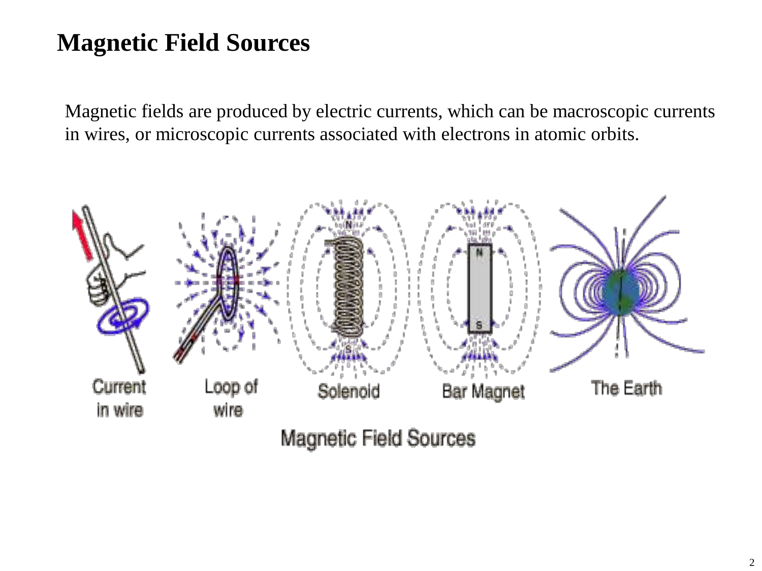# Magnetic Field Sources

Magnetic fields are produced by electric currents, which can be macroscopic currents in wires, or microscopic currents associated with electrons in atomic orbits.

Current in wire | Loop of wire | Solenoid | Bar Magnet | The Earth

Magnetic Field Sources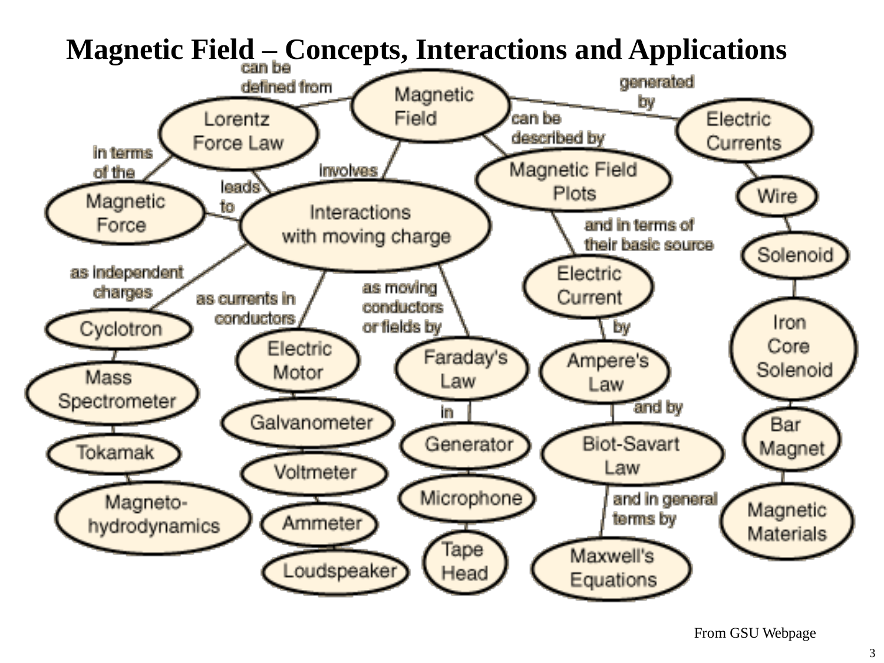# Magnetic Field – Concepts, Interactions and Applications

- **Magnetic Field**
  - *can be defined from* → **Lorentz Force Law**
    - *in terms of the* → **Magnetic Force**
    - *leads to* → **Interactions with moving charge**
  - *involves* → **Interactions with moving charge**
    - *as independent charges* → **Cyclotron** → **Mass Spectrometer** → **Tokamak** → **Magneto-hydrodynamics**
    - *as currents in conductors* → **Electric Motor** → **Galvanometer** → **Voltmeter** → **Ammeter** → **Loudspeaker**
    - *as moving conductors or fields by* → **Faraday's Law** → *in* → **Generator** → **Microphone** → **Tape Head**
  - *can be described by* → **Magnetic Field Plots**
    - *and in terms of their basic source* → **Electric Current**
      - *by* → **Ampere's Law**
      - *and by* → **Biot-Savart Law**
      - *and in general terms by* → **Maxwell's Equations**
  - *generated by* → **Electric Currents** → **Wire** → **Solenoid** → **Iron Core Solenoid** → **Bar Magnet** → **Magnetic Materials**

From GSU Webpage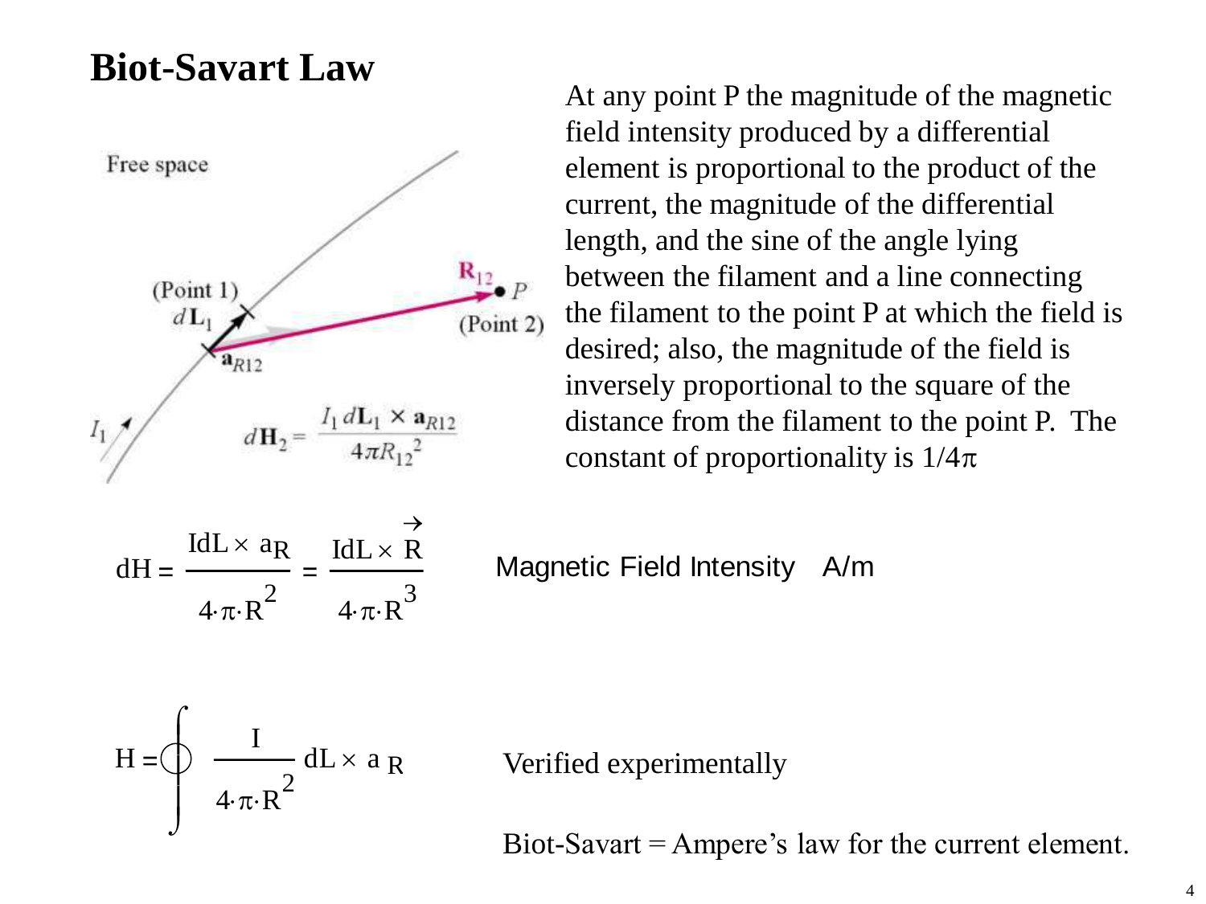# Biot-Savart Law

At any point P the magnitude of the magnetic field intensity produced by a differential element is proportional to the product of the current, the magnitude of the differential length, and the sine of the angle lying between the filament and a line connecting the filament to the point P at which the field is desired; also, the magnitude of the field is inversely proportional to the square of the distance from the filament to the point P. The constant of proportionality is $1/4\pi$

Free space

(Point 1) $d\mathbf{L}_1$, $\mathbf{a}_{R12}$, $\mathbf{R}_{12}$, P (Point 2), $I_1$

$$d\mathbf{H}_2 = \frac{I_1 \, d\mathbf{L}_1 \times \mathbf{a}_{R12}}{4\pi R_{12}^2}$$

$$dH = \frac{I dL \times a_R}{4 \cdot \pi \cdot R^2} = \frac{I dL \times \vec{R}}{4 \cdot \pi \cdot R^3}$$

Magnetic Field Intensity A/m

$$H = \oint \frac{I}{4 \cdot \pi \cdot R^2} dL \times a_R$$

Verified experimentally

Biot-Savart = Ampere's law for the current element.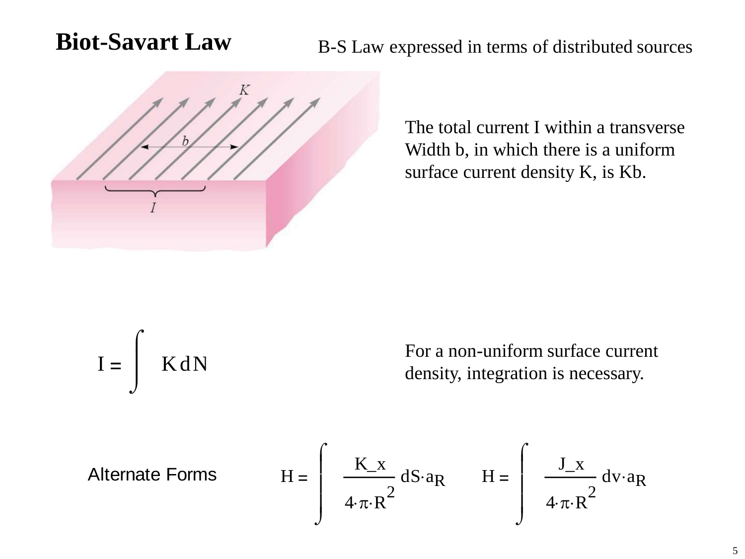# Biot-Savart Law

B-S Law expressed in terms of distributed sources

The total current I within a transverse Width b, in which there is a uniform surface current density K, is Kb.

$$I = \int K \, dN$$

For a non-uniform surface current density, integration is necessary.

Alternate Forms

$$H = \int \frac{K\_x}{4 \cdot \pi \cdot R^2} dS \cdot a_R \qquad H = \int \frac{J\_x}{4 \cdot \pi \cdot R^2} dv \cdot a_R$$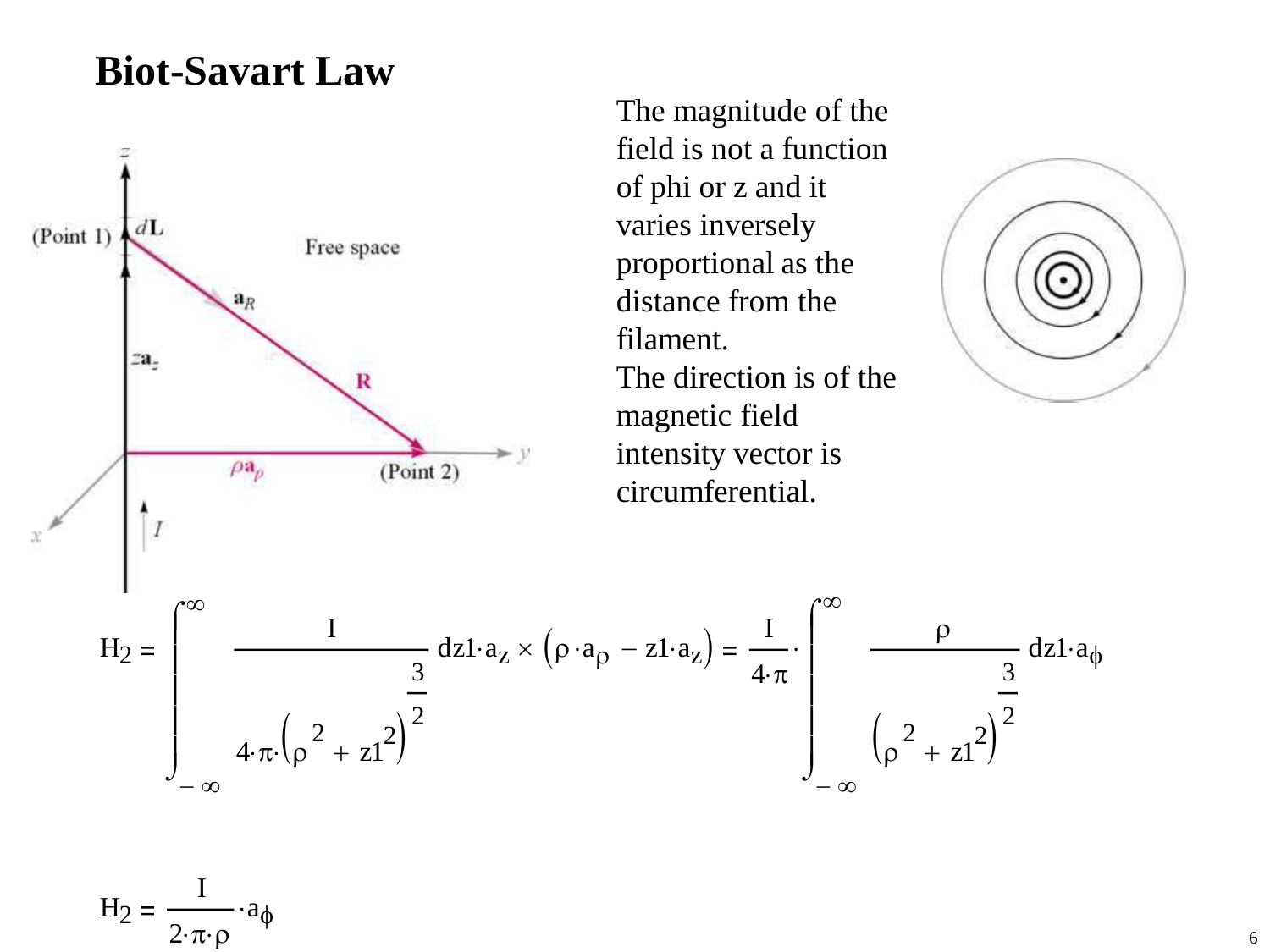# Biot-Savart Law

The magnitude of the field is not a function of phi or z and it varies inversely proportional as the distance from the filament.
The direction is of the magnetic field intensity vector is circumferential.

$$H_2 = \int_{-\infty}^{\infty} \frac{I}{4\cdot\pi\cdot\left(\rho^2 + z1^2\right)^{\frac{3}{2}}} \, dz1 \cdot a_z \times \left(\rho \cdot a_\rho - z1 \cdot a_z\right) = \frac{I}{4\cdot\pi} \cdot \int_{-\infty}^{\infty} \frac{\rho}{\left(\rho^2 + z1^2\right)^{\frac{3}{2}}} \, dz1 \cdot a_\phi$$

$$H_2 = \frac{I}{2\cdot\pi\cdot\rho} \cdot a_\phi$$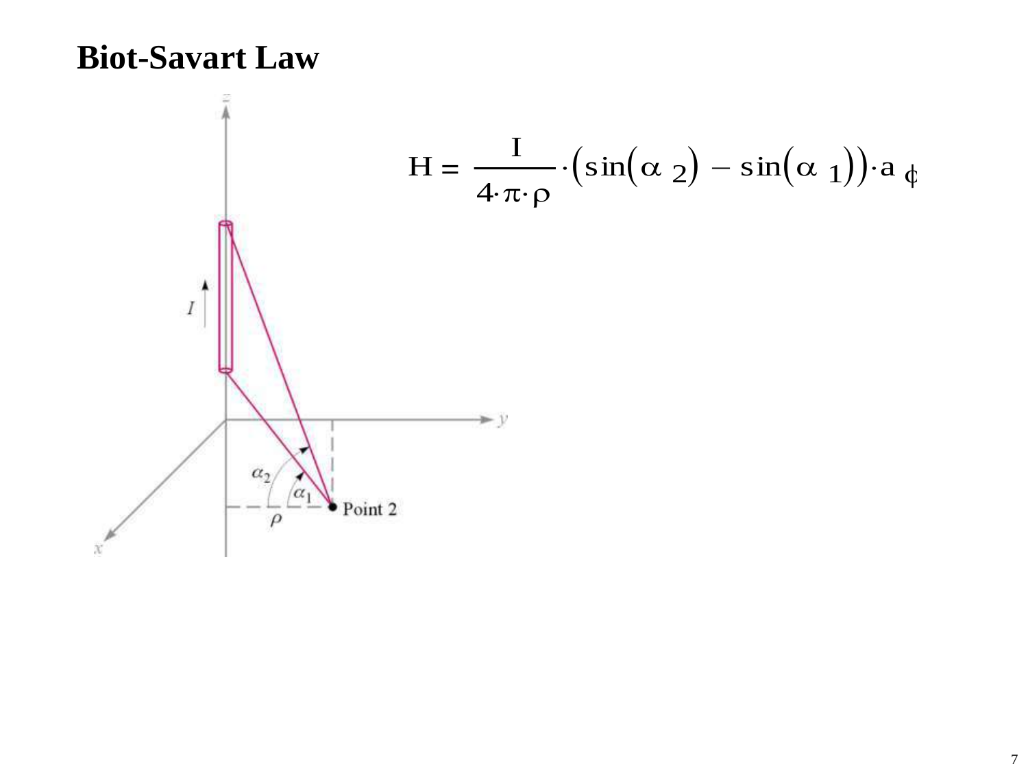# Biot-Savart Law

$$H = \frac{I}{4 \cdot \pi \cdot \rho} \cdot \left(\sin(\alpha_2) - \sin(\alpha_1)\right) \cdot a_\phi$$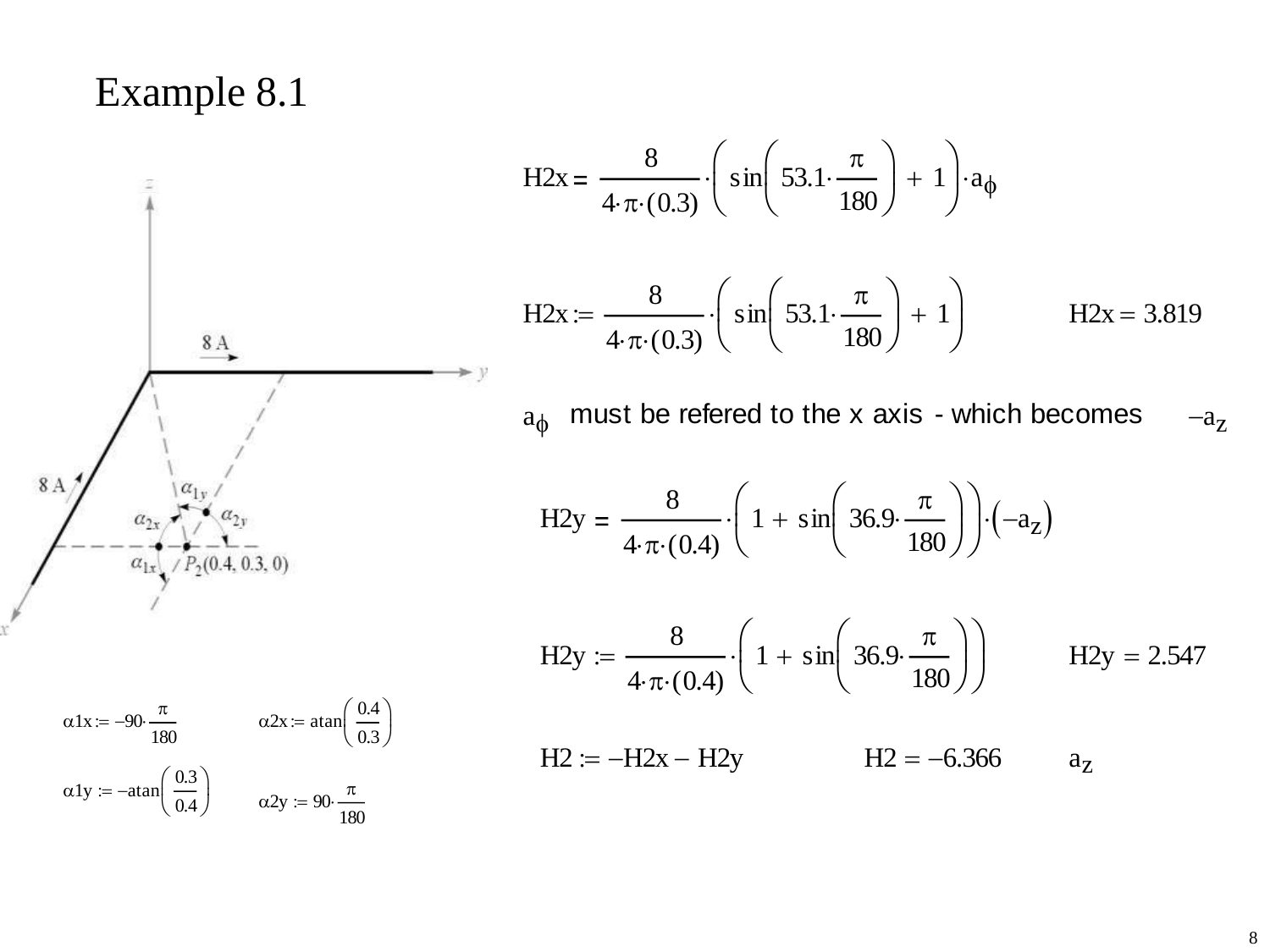# Example 8.1

$$H2x = \frac{8}{4\cdot\pi\cdot(0.3)}\cdot\left(\sin\left(53.1\cdot\frac{\pi}{180}\right) + 1\right)\cdot a_\phi$$

$$H2x := \frac{8}{4\cdot\pi\cdot(0.3)}\cdot\left(\sin\left(53.1\cdot\frac{\pi}{180}\right) + 1\right) \qquad H2x = 3.819$$

$a_\phi$ must be refered to the x axis - which becomes $-a_z$

$$H2y = \frac{8}{4\cdot\pi\cdot(0.4)}\cdot\left(1 + \sin\left(36.9\cdot\frac{\pi}{180}\right)\right)\cdot\left(-a_z\right)$$

$$H2y := \frac{8}{4\cdot\pi\cdot(0.4)}\cdot\left(1 + \sin\left(36.9\cdot\frac{\pi}{180}\right)\right) \qquad H2y = 2.547$$

$$H2 := -H2x - H2y \qquad H2 = -6.366 \quad a_z$$

8 A

8 A

$\alpha_{1y}$, $\alpha_{2x}$, $\alpha_{2y}$, $\alpha_{1x}$, $P_2(0.4, 0.3, 0)$

$$\alpha 1x := -90\cdot\frac{\pi}{180} \qquad \alpha 2x := \operatorname{atan}\left(\frac{0.4}{0.3}\right)$$

$$\alpha 1y := -\operatorname{atan}\left(\frac{0.3}{0.4}\right) \qquad \alpha 2y := 90\cdot\frac{\pi}{180}$$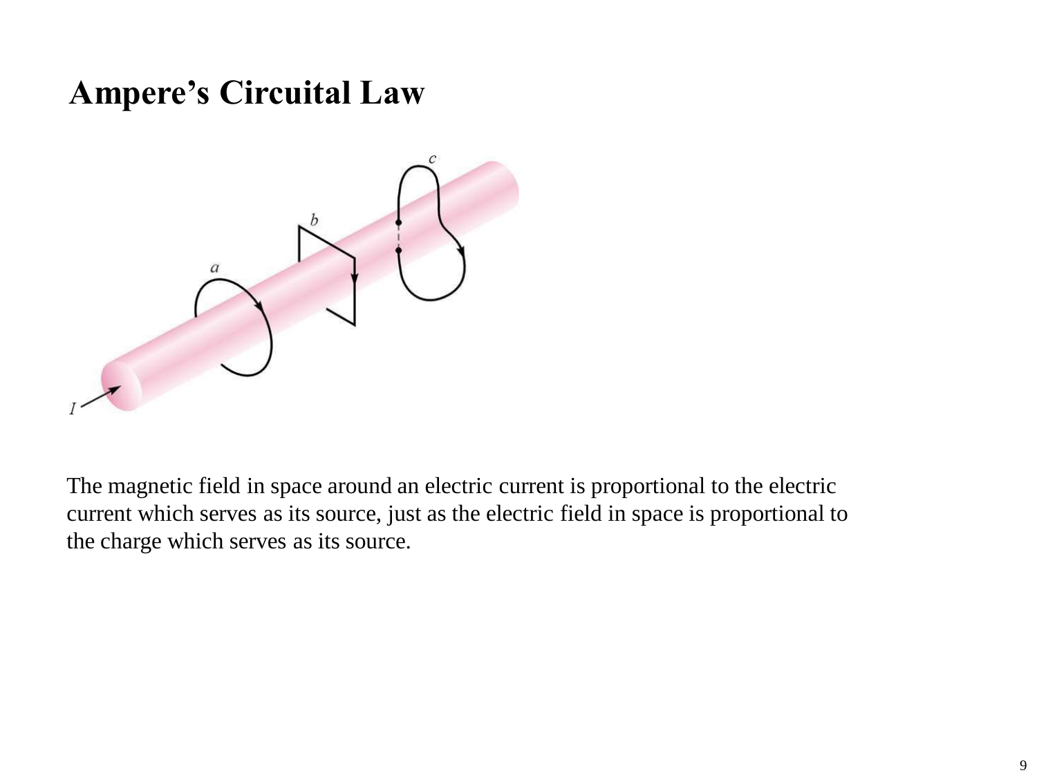# Ampere's Circuital Law

The magnetic field in space around an electric current is proportional to the electric current which serves as its source, just as the electric field in space is proportional to the charge which serves as its source.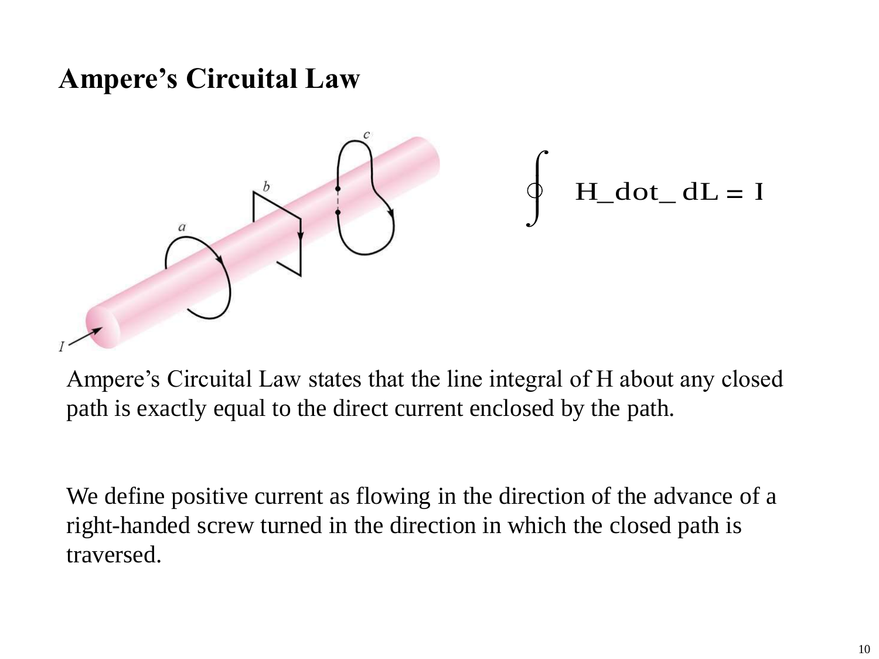# Ampere's Circuital Law

$$\oint \mathbf{H} \cdot d\mathbf{L} = I$$

Ampere's Circuital Law states that the line integral of H about any closed path is exactly equal to the direct current enclosed by the path.

We define positive current as flowing in the direction of the advance of a right-handed screw turned in the direction in which the closed path is traversed.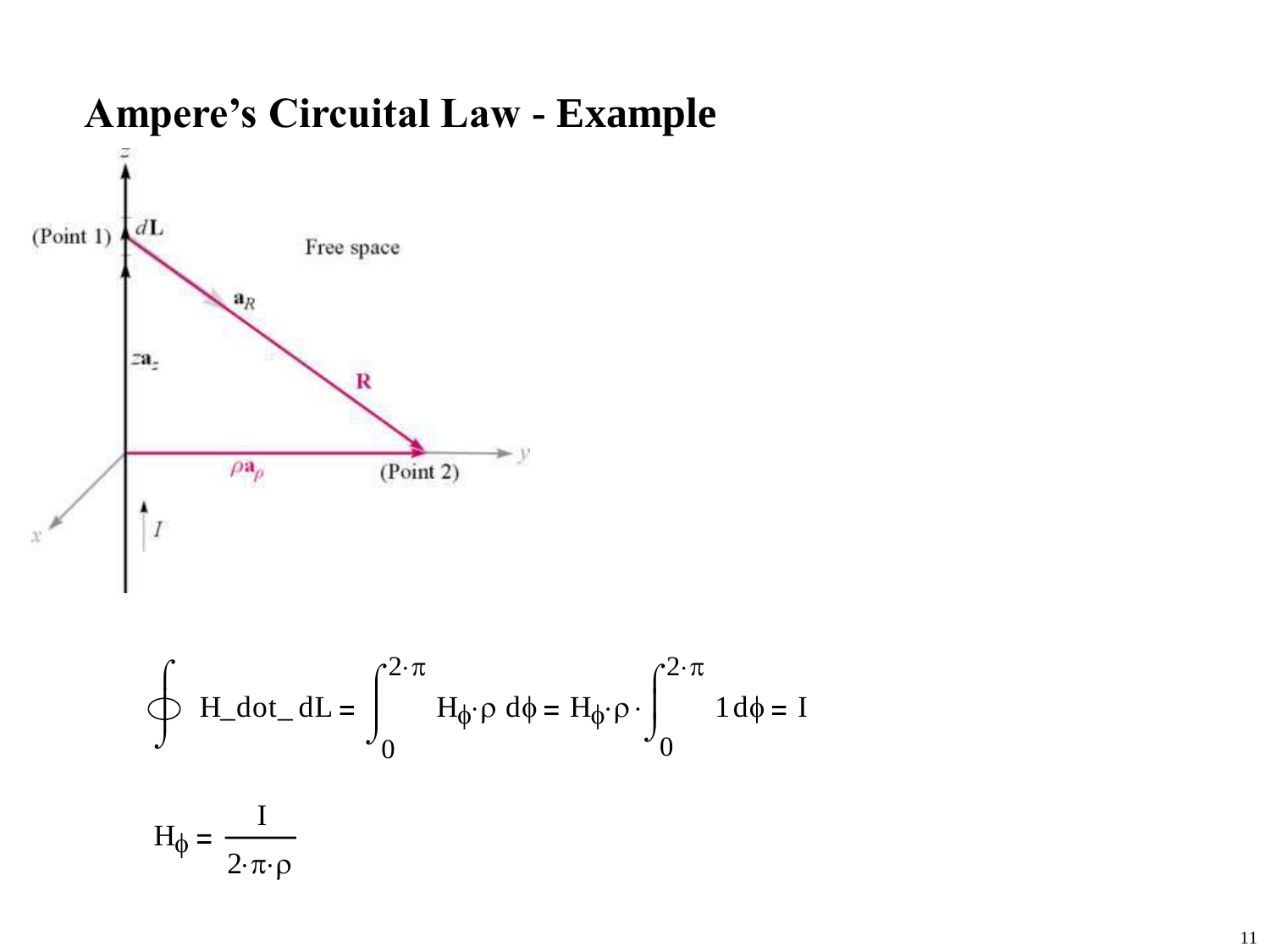# Ampere's Circuital Law - Example

$$\oint H\_dot\_dL = \int_0^{2\cdot\pi} H_\phi \cdot \rho \, d\phi = H_\phi \cdot \rho \cdot \int_0^{2\cdot\pi} 1 \, d\phi = I$$

$$H_\phi = \frac{I}{2\cdot\pi\cdot\rho}$$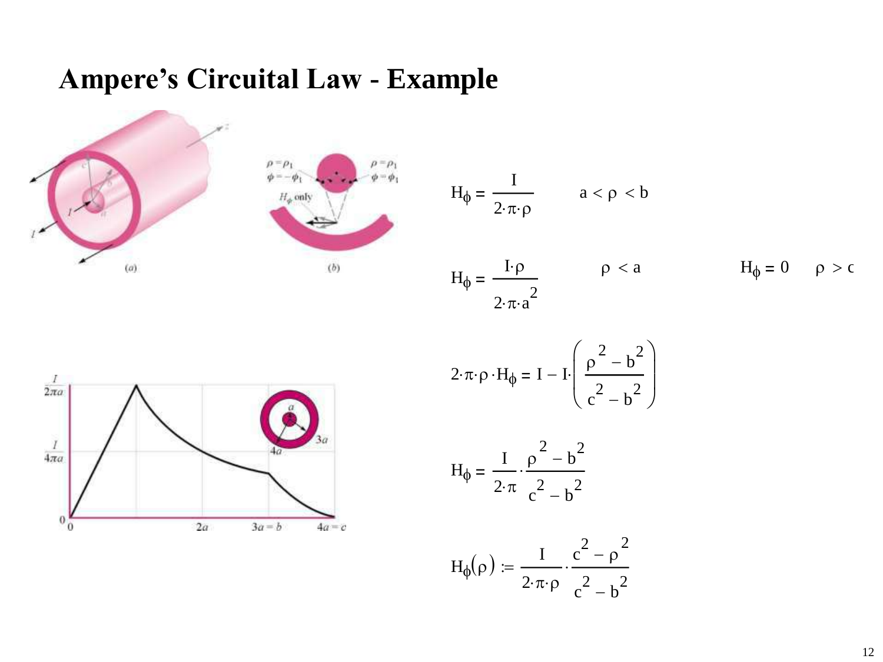# Ampere's Circuital Law - Example

$$H_{\phi} = \frac{I}{2\cdot\pi\cdot\rho} \qquad a < \rho < b$$

$$H_{\phi} = \frac{I\cdot\rho}{2\cdot\pi\cdot a^2} \qquad \rho < a \qquad\qquad H_{\phi} = 0 \qquad \rho > c$$

$$2\cdot\pi\cdot\rho\cdot H_{\phi} = I - I\cdot\left(\frac{\rho^2 - b^2}{c^2 - b^2}\right)$$

$$H_{\phi} = \frac{I}{2\cdot\pi}\cdot\frac{\rho^2 - b^2}{c^2 - b^2}$$

$$H_{\phi}(\rho) := \frac{I}{2\cdot\pi\cdot\rho}\cdot\frac{c^2 - \rho^2}{c^2 - b^2}$$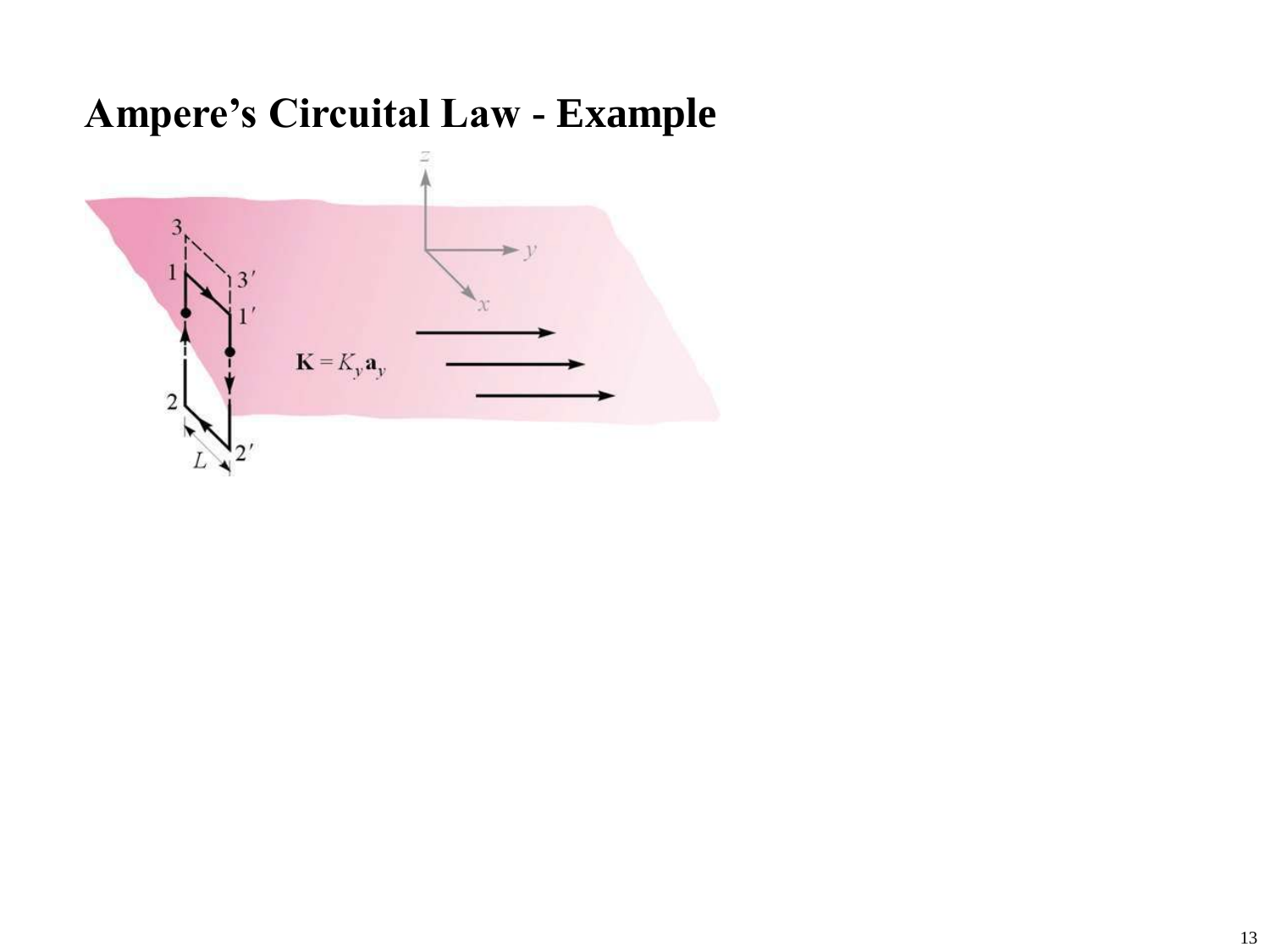# Ampere's Circuital Law - Example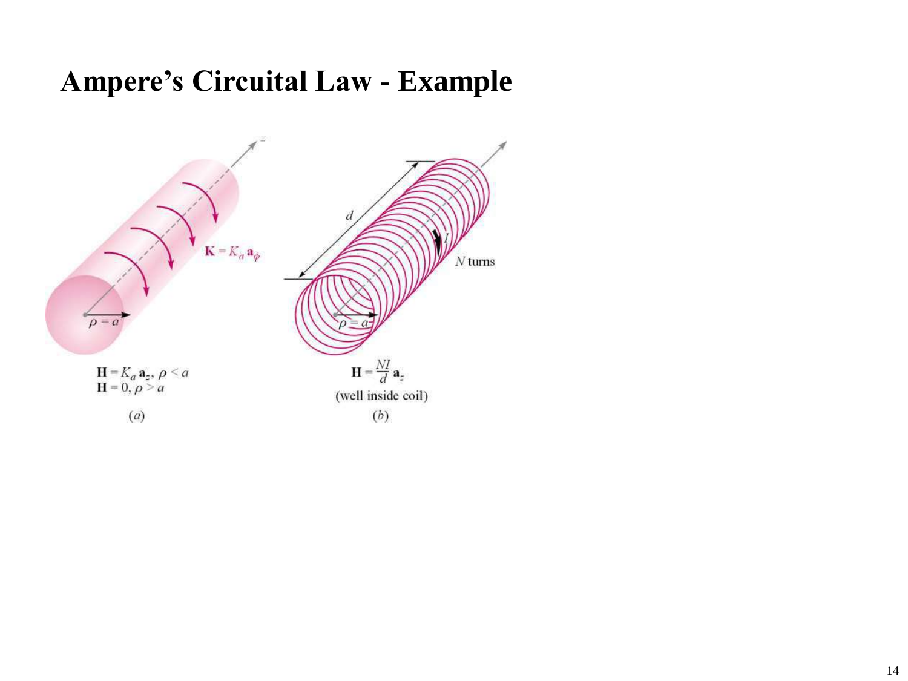# Ampere's Circuital Law - Example

$\mathbf{K} = K_a \mathbf{a}_\phi$

$\rho = a$

$\mathbf{H} = K_a \mathbf{a}_z, \ \rho < a$
$\mathbf{H} = 0, \ \rho > a$

$(a)$

$d$

$I$

$N$ turns

$\rho = a$

$\mathbf{H} = \frac{NI}{d} \mathbf{a}_z$

(well inside coil)

$(b)$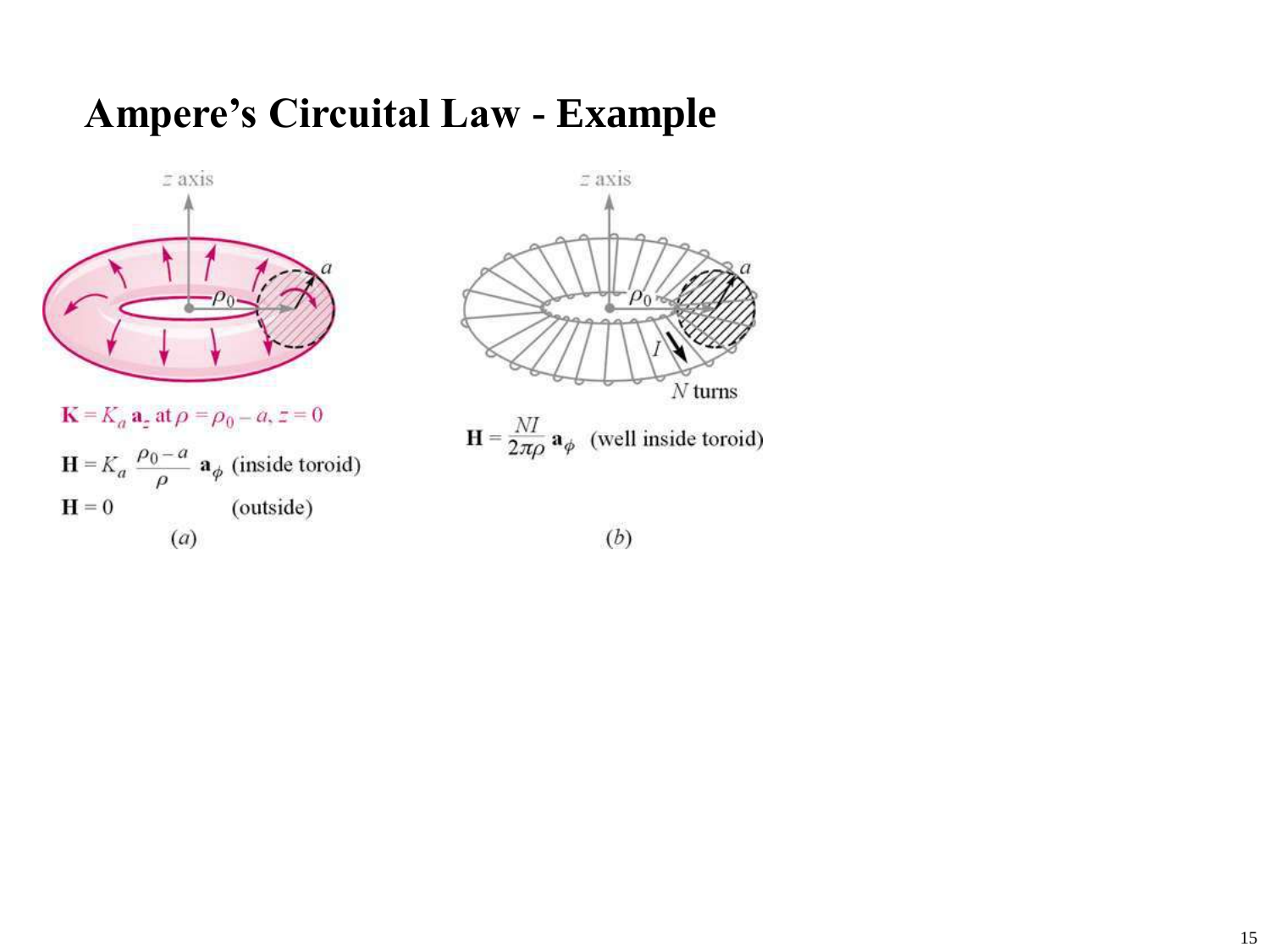# Ampere's Circuital Law - Example

$z$ axis

$\rho_0$, $a$

$\mathbf{K} = K_a\,\mathbf{a}_z$ at $\rho = \rho_0 - a,\ z = 0$

$\mathbf{H} = K_a \dfrac{\rho_0 - a}{\rho}\,\mathbf{a}_\phi$ (inside toroid)

$\mathbf{H} = 0$ (outside)

$(a)$

$z$ axis

$\rho_0$, $a$, $I$

$N$ turns

$\mathbf{H} = \dfrac{NI}{2\pi\rho}\,\mathbf{a}_\phi$ (well inside toroid)

$(b)$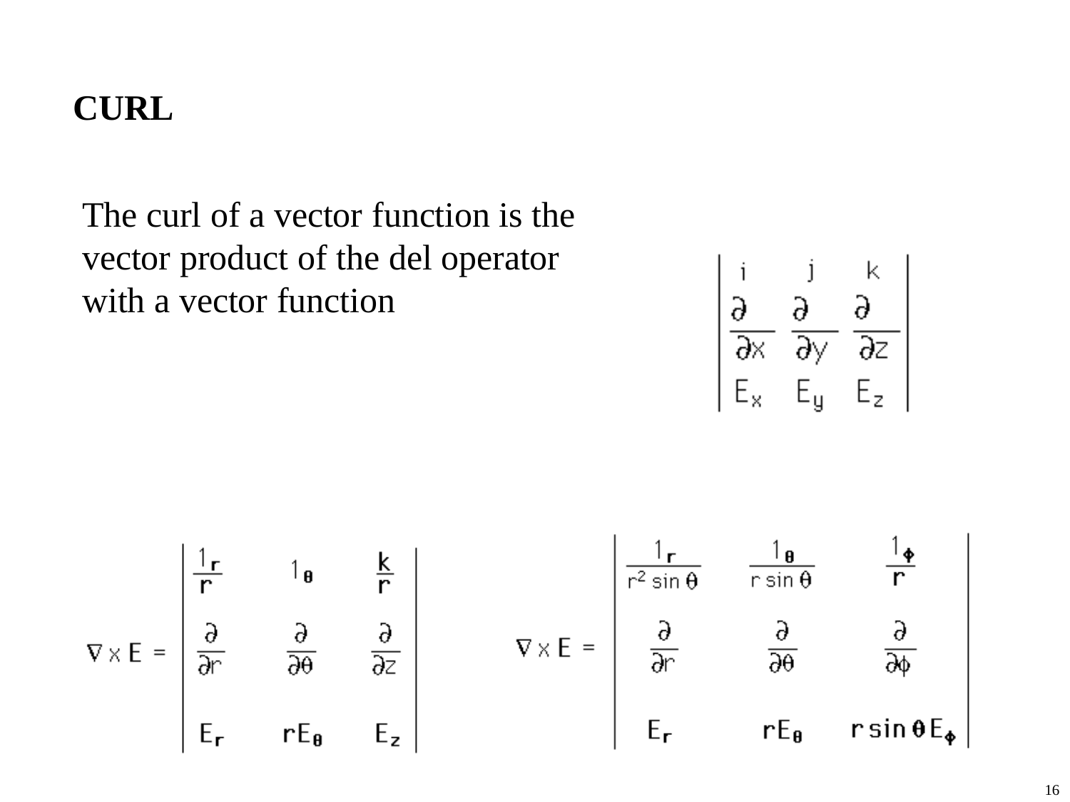# CURL

The curl of a vector function is the vector product of the del operator with a vector function

$$\begin{vmatrix} i & j & k \\ \dfrac{\partial}{\partial x} & \dfrac{\partial}{\partial y} & \dfrac{\partial}{\partial z} \\ E_x & E_y & E_z \end{vmatrix}$$

$$\nabla \times E = \begin{vmatrix} \dfrac{1_r}{r} & 1_\theta & \dfrac{k}{r} \\ \dfrac{\partial}{\partial r} & \dfrac{\partial}{\partial \theta} & \dfrac{\partial}{\partial z} \\ E_r & rE_\theta & E_z \end{vmatrix}$$

$$\nabla \times E = \begin{vmatrix} \dfrac{1_r}{r^2 \sin\theta} & \dfrac{1_\theta}{r \sin\theta} & \dfrac{1_\phi}{r} \\ \dfrac{\partial}{\partial r} & \dfrac{\partial}{\partial \theta} & \dfrac{\partial}{\partial \phi} \\ E_r & rE_\theta & r\sin\theta\, E_\phi \end{vmatrix}$$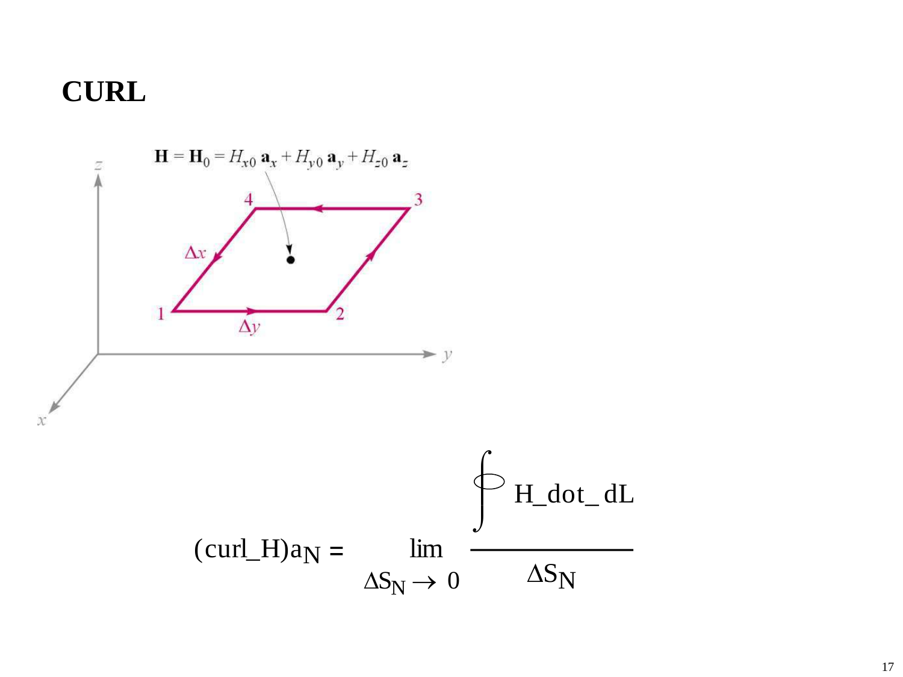# CURL

$\mathbf{H} = \mathbf{H}_0 = H_{x0}\,\mathbf{a}_x + H_{y0}\,\mathbf{a}_y + H_{z0}\,\mathbf{a}_z$

$$(\text{curl\_H})a_N = \lim_{\Delta S_N \to 0} \frac{\oint \text{H\_dot\_ dL}}{\Delta S_N}$$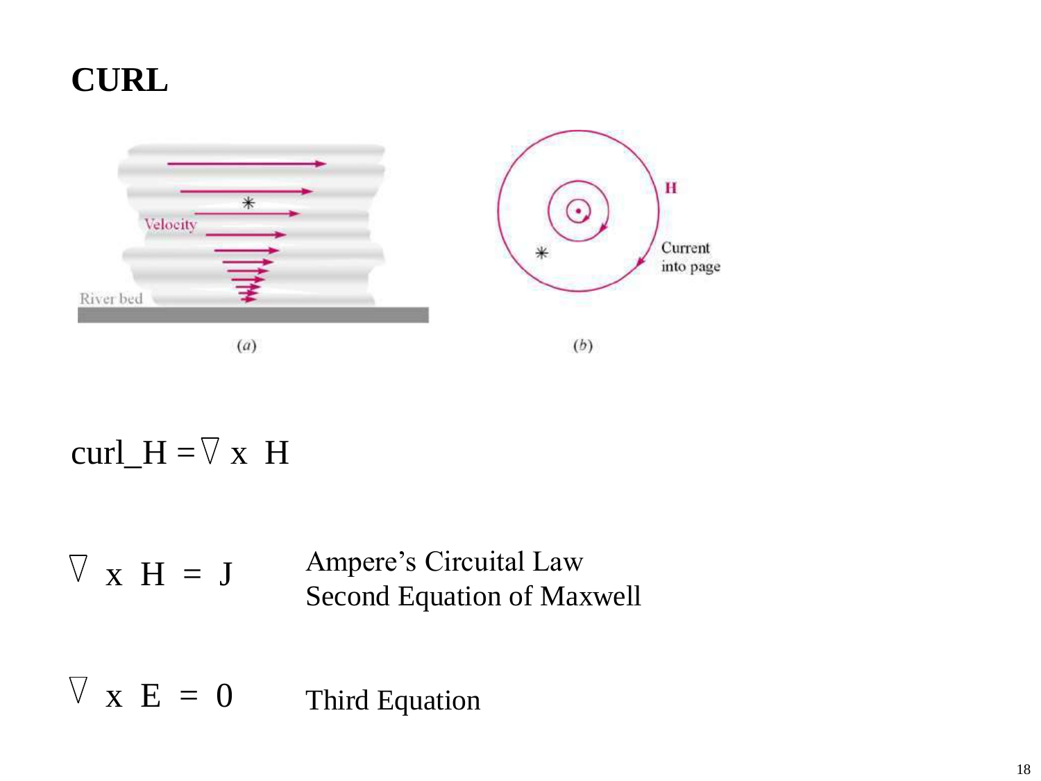# CURL

(a)

(b)

$$\text{curl\_H} = \nabla \times H$$

$\nabla \times H = J$ Ampere's Circuital Law
Second Equation of Maxwell

$\nabla \times E = 0$ Third Equation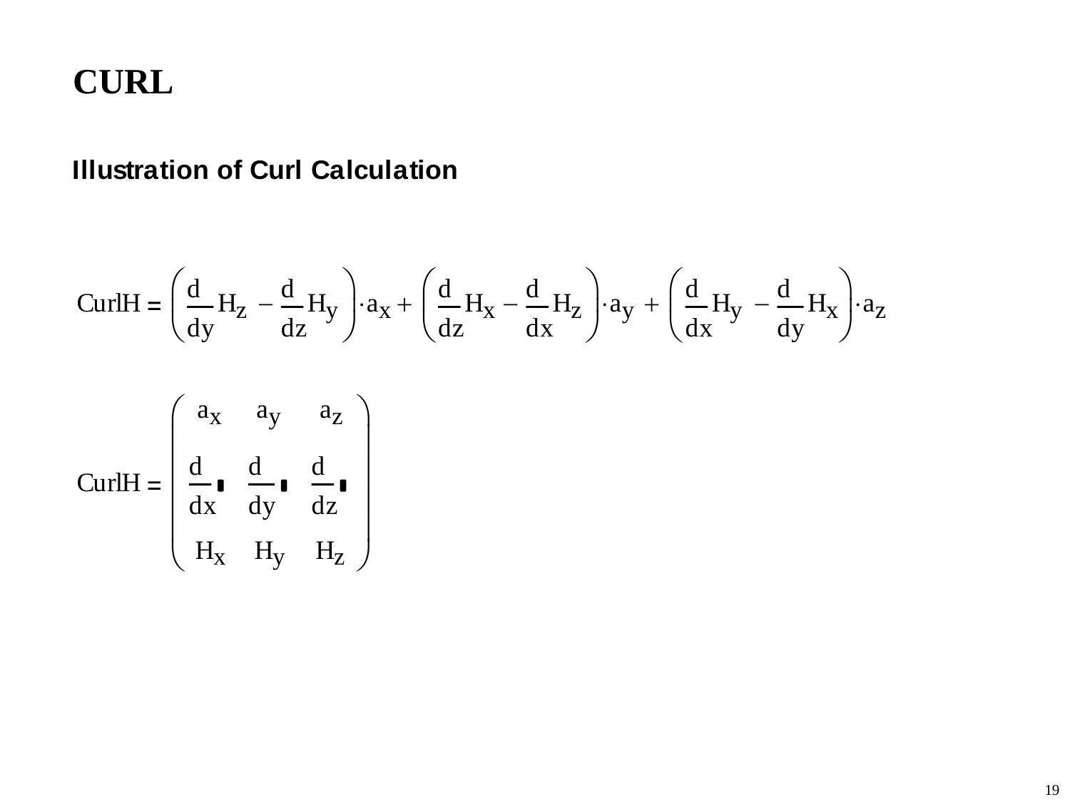# CURL

## Illustration of Curl Calculation

$$\text{CurlH} = \left(\frac{d}{dy}H_z - \frac{d}{dz}H_y\right)\cdot a_x + \left(\frac{d}{dz}H_x - \frac{d}{dx}H_z\right)\cdot a_y + \left(\frac{d}{dx}H_y - \frac{d}{dy}H_x\right)\cdot a_z$$

$$\text{CurlH} = \begin{pmatrix} a_x & a_y & a_z \\ \frac{d}{dx}\blacksquare & \frac{d}{dy}\blacksquare & \frac{d}{dz}\blacksquare \\ H_x & H_y & H_z \end{pmatrix}$$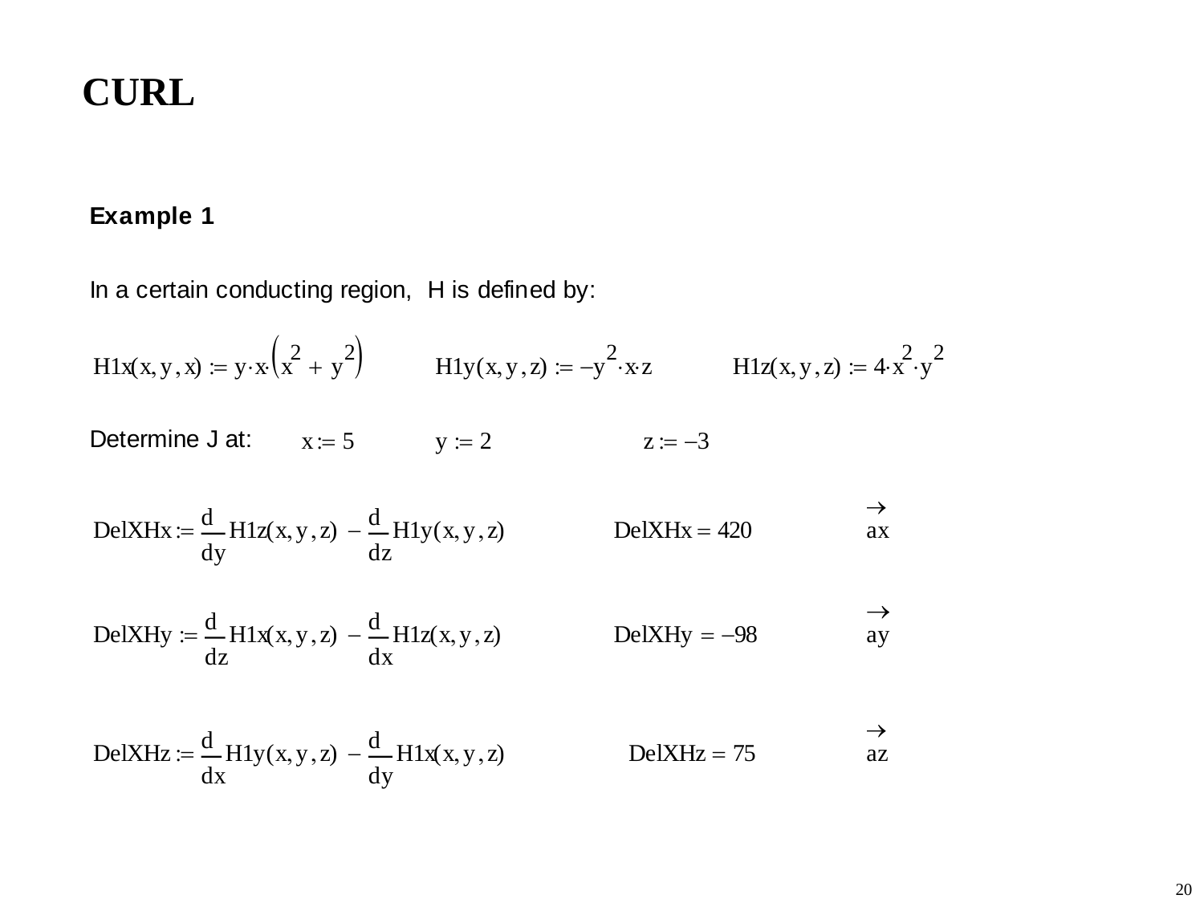# CURL

**Example 1**

In a certain conducting region, H is defined by:

$$H1x(x, y, x) := y \cdot x \cdot \left(x^2 + y^2\right) \qquad H1y(x, y, z) := -y^2 \cdot x \cdot z \qquad H1z(x, y, z) := 4 \cdot x^2 \cdot y^2$$

Determine J at: $x := 5$ $\quad y := 2$ $\quad z := -3$

$$DelXHx := \frac{d}{dy} H1z(x, y, z) - \frac{d}{dz} H1y(x, y, z) \qquad DelXHx = 420 \qquad \vec{ax}$$

$$DelXHy := \frac{d}{dz} H1x(x, y, z) - \frac{d}{dx} H1z(x, y, z) \qquad DelXHy = -98 \qquad \vec{ay}$$

$$DelXHz := \frac{d}{dx} H1y(x, y, z) - \frac{d}{dy} H1x(x, y, z) \qquad DelXHz = 75 \qquad \vec{az}$$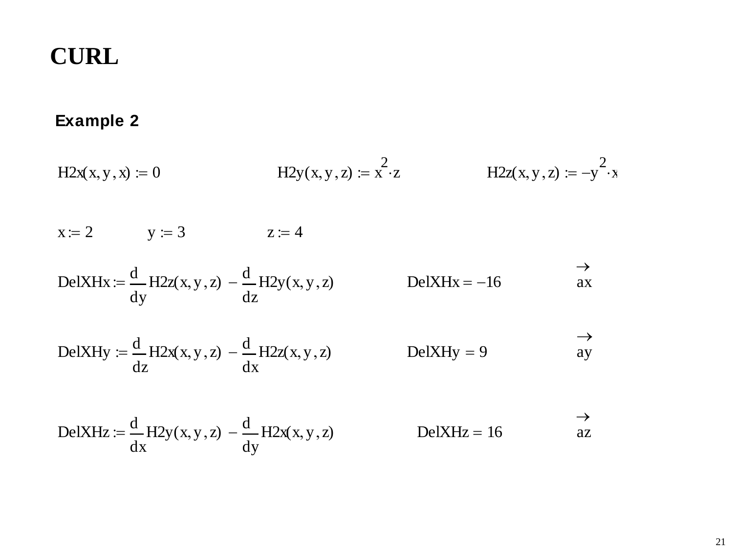# CURL

## Example 2

$H2x(x, y, x) := 0$ $\qquad$ $H2y(x, y, z) := x^2 \cdot z$ $\qquad$ $H2z(x, y, z) := -y^2 \cdot x$

$x := 2$ $\qquad$ $y := 3$ $\qquad$ $z := 4$

$$DelXHx := \frac{d}{dy} H2z(x, y, z) - \frac{d}{dz} H2y(x, y, z) \qquad DelXHx = -16 \qquad \vec{ax}$$

$$DelXHy := \frac{d}{dz} H2x(x, y, z) - \frac{d}{dx} H2z(x, y, z) \qquad DelXHy = 9 \qquad \vec{ay}$$

$$DelXHz := \frac{d}{dx} H2y(x, y, z) - \frac{d}{dy} H2x(x, y, z) \qquad DelXHz = 16 \qquad \vec{az}$$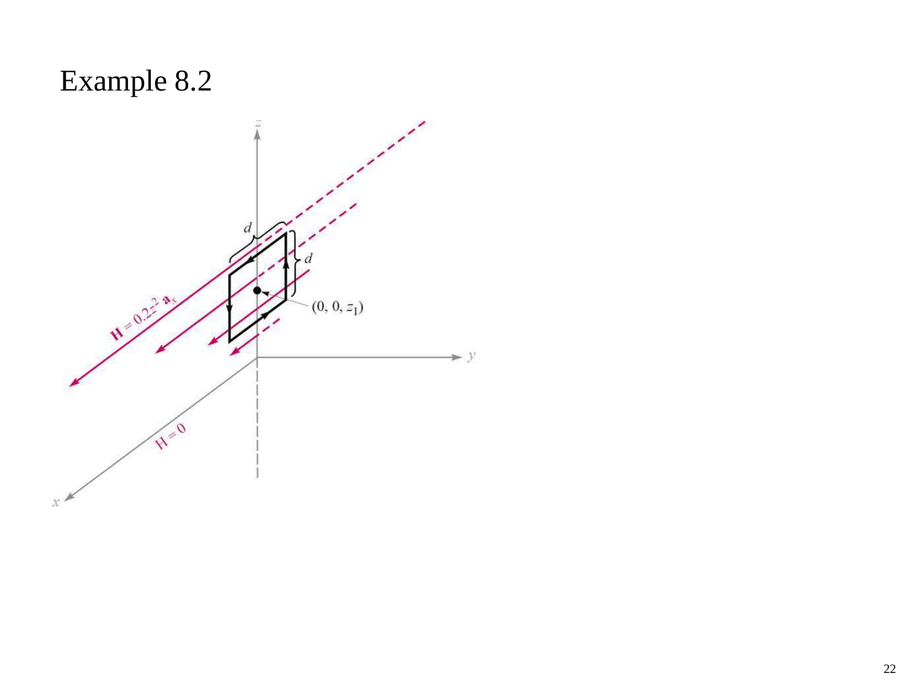# Example 8.2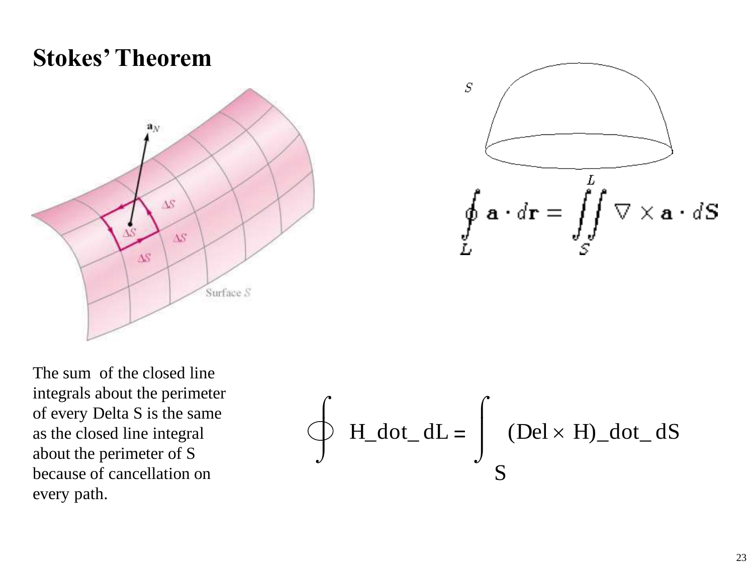# Stokes' Theorem

$$\oint_L \mathbf{a} \cdot d\mathbf{r} = \iint_S \nabla \times \mathbf{a} \cdot d\mathbf{S}$$

The sum of the closed line integrals about the perimeter of every Delta S is the same as the closed line integral about the perimeter of S because of cancellation on every path.

$$\oint \text{H\_dot\_ dL} = \int_S (\text{Del} \times \text{H})\text{\_dot\_ dS}$$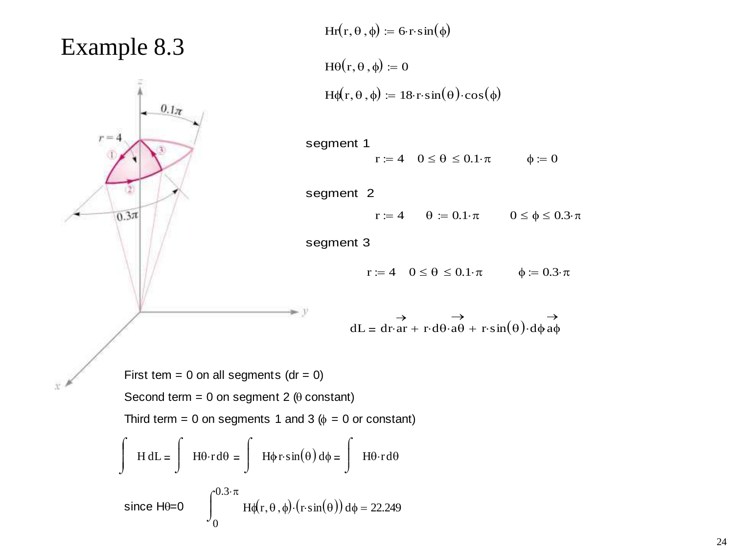# Example 8.3

$$Hr(r,\theta,\phi) := 6\cdot r\cdot \sin(\phi)$$

$$H\theta(r,\theta,\phi) := 0$$

$$H\phi(r,\theta,\phi) := 18\cdot r\cdot \sin(\theta)\cdot \cos(\phi)$$

segment 1

$$r := 4 \quad 0 \le \theta \le 0.1\cdot\pi \qquad \phi := 0$$

segment 2

$$r := 4 \qquad \theta := 0.1\cdot\pi \qquad 0 \le \phi \le 0.3\cdot\pi$$

segment 3

$$r := 4 \quad 0 \le \theta \le 0.1\cdot\pi \qquad \phi := 0.3\cdot\pi$$

$$dL = dr\cdot\vec{ar} + r\cdot d\theta\cdot\vec{a\theta} + r\cdot\sin(\theta)\cdot d\phi\,\vec{a\phi}$$

First tem = 0 on all segments (dr = 0)

Second term = 0 on segment 2 ($\theta$ constant)

Third term = 0 on segments 1 and 3 ($\phi$ = 0 or constant)

$$\int H\,dL = \int H\theta\cdot r\,d\theta = \int H\phi\,r\cdot\sin(\theta)\,d\phi = \int H\theta\cdot r\,d\theta$$

since H$\theta$=0 $\displaystyle\int_0^{0.3\cdot\pi} H\phi(r,\theta,\phi)\cdot(r\cdot\sin(\theta))\,d\phi = 22.249$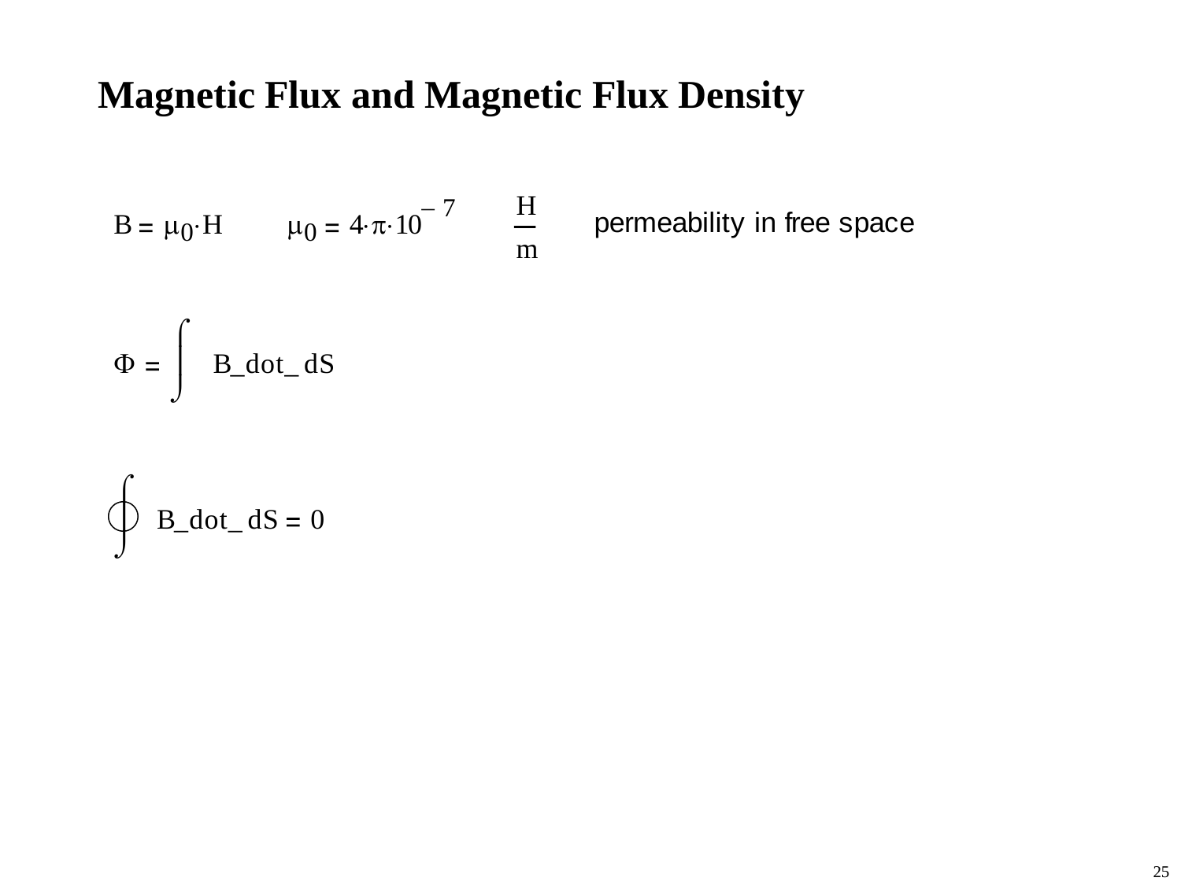# Magnetic Flux and Magnetic Flux Density

$$B = \mu_0 \cdot H \qquad \mu_0 = 4 \cdot \pi \cdot 10^{-7} \quad \frac{H}{m}$$

permeability in free space

$$\Phi = \int B\_dot\_ \, dS$$

$$\oint B\_dot\_ \, dS = 0$$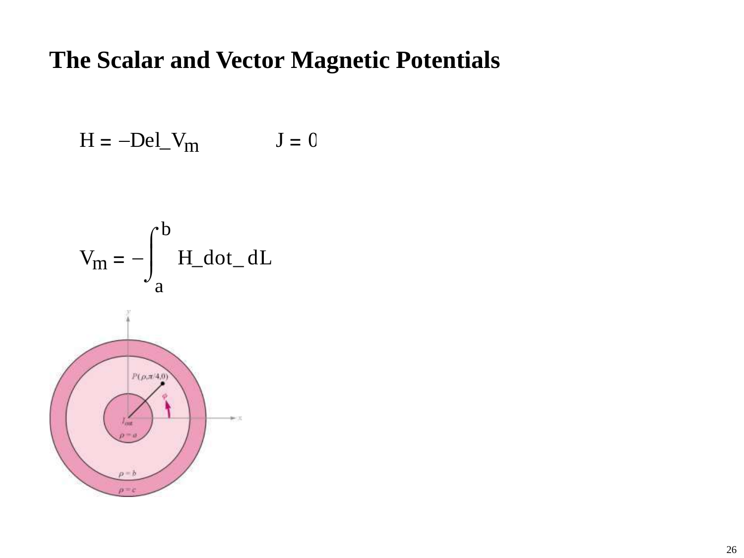# The Scalar and Vector Magnetic Potentials

$$\mathbf{H} = -\nabla V_m \qquad \mathbf{J} = 0$$

$$V_m = -\int_a^b \mathbf{H} \cdot d\mathbf{L}$$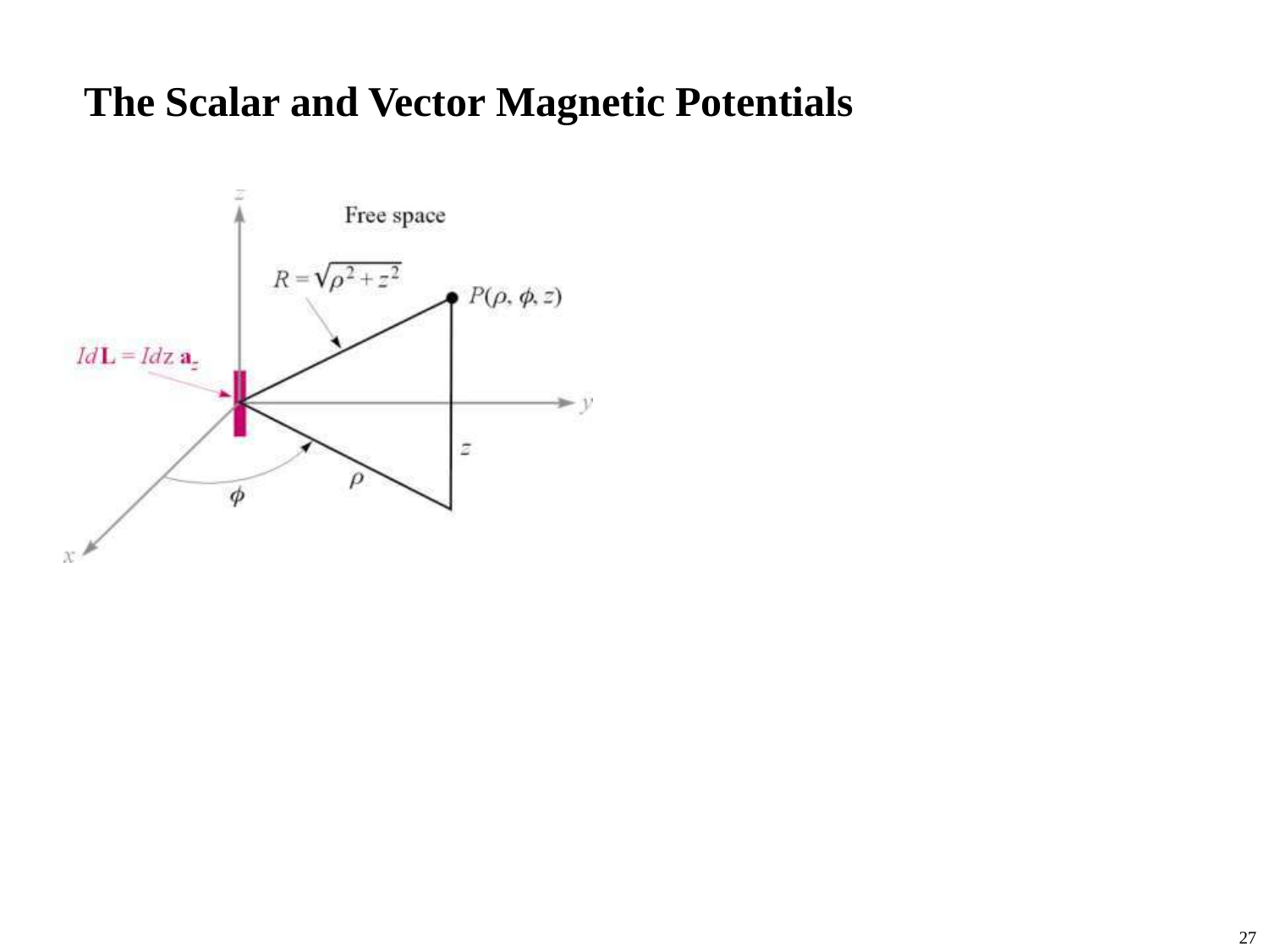# The Scalar and Vector Magnetic Potentials

Free space

$R = \sqrt{\rho^2 + z^2}$

$P(\rho, \phi, z)$

$Id\mathbf{L} = Idz\,\mathbf{a}_z$

$z$

$\rho$

$\phi$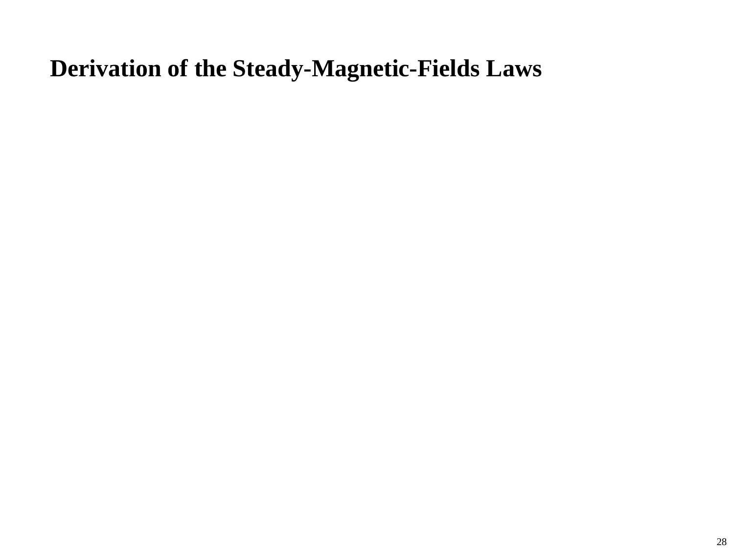# Derivation of the Steady-Magnetic-Fields Laws